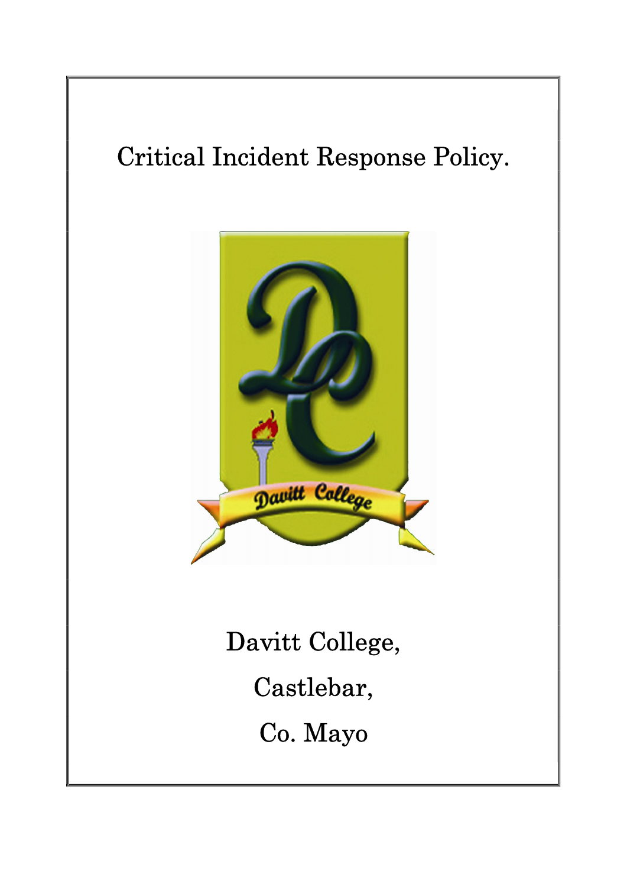# Critical Incident Response Policy.

Davitt College,

Castlebar,

Co. Mayo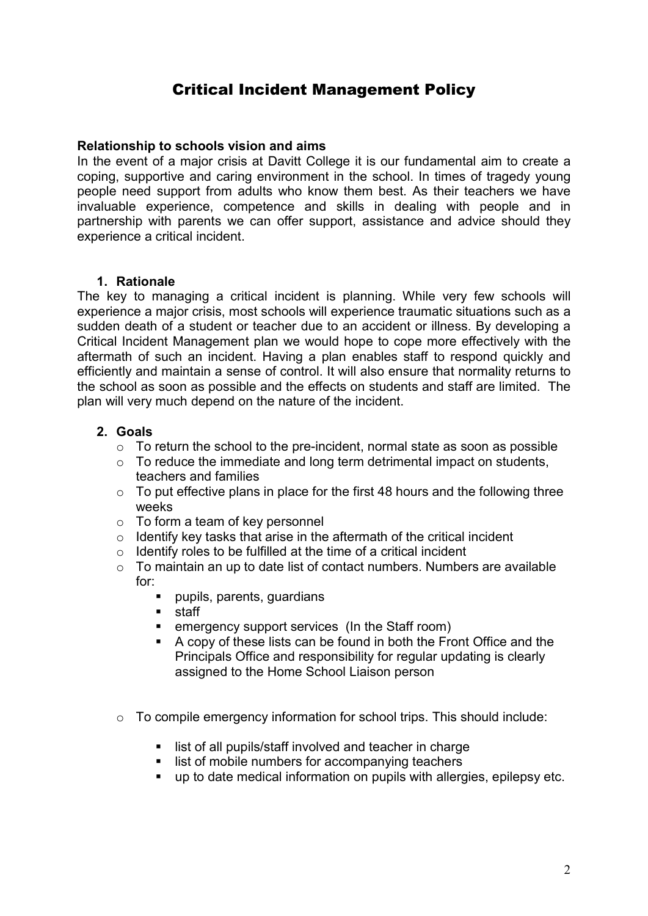# Critical Incident Management Policy

**Relationship to schools vision and aims**

In the event of a major crisis at Davitt College it is our fundamental aim to create a coping, supportive and caring environment in the school. In times of tragedy young people need support from adults who know them best. As their teachers we have invaluable experience, competence and skills in dealing with people and in partnership with parents we can offer support, assistance and advice should they experience a critical incident.

## 1. Rationale

The key to managing a critical incident is planning. While very few schools will experience a major crisis, most schools will experience traumatic situations such as a sudden death of a student or teacher due to an accident or illness. By developing a Critical Incident Management plan we would hope to cope more effectively with the aftermath of such an incident. Having a plan enables staff to respond quickly and efficiently and maintain a sense of control. It will also ensure that normality returns to the school as soon as possible and the effects on students and staff are limited. The plan will very much depend on the nature of the incident.

## 2. Goals

- To return the school to the pre-incident, normal state as soon as possible
- To reduce the immediate and long term detrimental impact on students, teachers and families
- To put effective plans in place for the first 48 hours and the following three weeks
- To form a team of key personnel
- Identify key tasks that arise in the aftermath of the critical incident
- Identify roles to be fulfilled at the time of a critical incident
- To maintain an up to date list of contact numbers. Numbers are available for:
  - pupils, parents, guardians
  - staff
  - emergency support services (In the Staff room)
  - A copy of these lists can be found in both the Front Office and the Principals Office and responsibility for regular updating is clearly assigned to the Home School Liaison person
- To compile emergency information for school trips. This should include:
  - list of all pupils/staff involved and teacher in charge
  - list of mobile numbers for accompanying teachers
  - up to date medical information on pupils with allergies, epilepsy etc.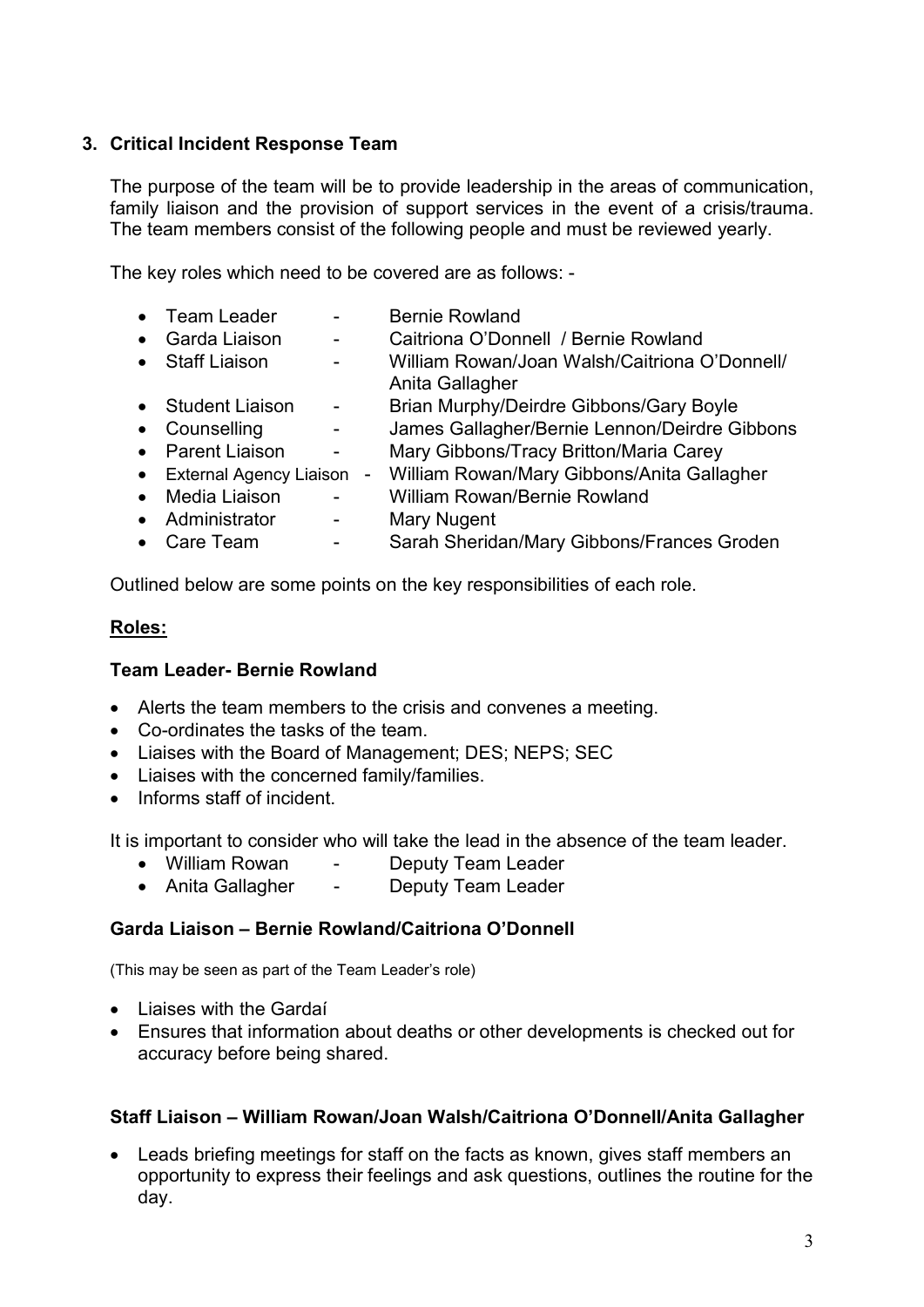## 3. Critical Incident Response Team

The purpose of the team will be to provide leadership in the areas of communication, family liaison and the provision of support services in the event of a crisis/trauma. The team members consist of the following people and must be reviewed yearly.

The key roles which need to be covered are as follows: -

- Team Leader - Bernie Rowland
- Garda Liaison - Caitriona O'Donnell / Bernie Rowland
- Staff Liaison - William Rowan/Joan Walsh/Caitriona O'Donnell/ Anita Gallagher
- Student Liaison - Brian Murphy/Deirdre Gibbons/Gary Boyle
- Counselling - James Gallagher/Bernie Lennon/Deirdre Gibbons
- Parent Liaison - Mary Gibbons/Tracy Britton/Maria Carey
- External Agency Liaison - William Rowan/Mary Gibbons/Anita Gallagher
- Media Liaison - William Rowan/Bernie Rowland
- Administrator - Mary Nugent
- Care Team - Sarah Sheridan/Mary Gibbons/Frances Groden

Outlined below are some points on the key responsibilities of each role.

**<u>Roles:</u>**

### Team Leader- Bernie Rowland

- Alerts the team members to the crisis and convenes a meeting.
- Co-ordinates the tasks of the team.
- Liaises with the Board of Management; DES; NEPS; SEC
- Liaises with the concerned family/families.
- Informs staff of incident.

It is important to consider who will take the lead in the absence of the team leader.

- William Rowan - Deputy Team Leader
- Anita Gallagher - Deputy Team Leader

### Garda Liaison – Bernie Rowland/Caitriona O'Donnell

(This may be seen as part of the Team Leader's role)

- Liaises with the Gardaí
- Ensures that information about deaths or other developments is checked out for accuracy before being shared.

### Staff Liaison – William Rowan/Joan Walsh/Caitriona O'Donnell/Anita Gallagher

- Leads briefing meetings for staff on the facts as known, gives staff members an opportunity to express their feelings and ask questions, outlines the routine for the day.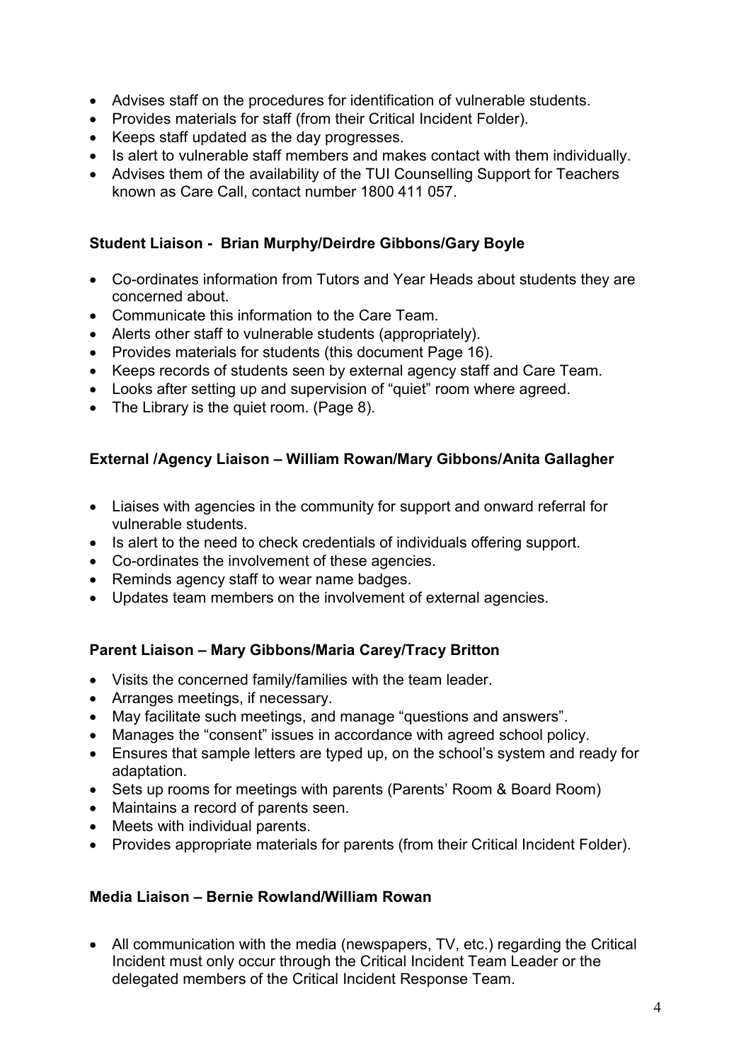- Advises staff on the procedures for identification of vulnerable students.
- Provides materials for staff (from their Critical Incident Folder).
- Keeps staff updated as the day progresses.
- Is alert to vulnerable staff members and makes contact with them individually.
- Advises them of the availability of the TUI Counselling Support for Teachers known as Care Call, contact number 1800 411 057.

**Student Liaison - Brian Murphy/Deirdre Gibbons/Gary Boyle**

- Co-ordinates information from Tutors and Year Heads about students they are concerned about.
- Communicate this information to the Care Team.
- Alerts other staff to vulnerable students (appropriately).
- Provides materials for students (this document Page 16).
- Keeps records of students seen by external agency staff and Care Team.
- Looks after setting up and supervision of "quiet" room where agreed.
- The Library is the quiet room. (Page 8).

**External /Agency Liaison – William Rowan/Mary Gibbons/Anita Gallagher**

- Liaises with agencies in the community for support and onward referral for vulnerable students.
- Is alert to the need to check credentials of individuals offering support.
- Co-ordinates the involvement of these agencies.
- Reminds agency staff to wear name badges.
- Updates team members on the involvement of external agencies.

**Parent Liaison – Mary Gibbons/Maria Carey/Tracy Britton**

- Visits the concerned family/families with the team leader.
- Arranges meetings, if necessary.
- May facilitate such meetings, and manage "questions and answers".
- Manages the "consent" issues in accordance with agreed school policy.
- Ensures that sample letters are typed up, on the school's system and ready for adaptation.
- Sets up rooms for meetings with parents (Parents' Room & Board Room)
- Maintains a record of parents seen.
- Meets with individual parents.
- Provides appropriate materials for parents (from their Critical Incident Folder).

**Media Liaison – Bernie Rowland/William Rowan**

- All communication with the media (newspapers, TV, etc.) regarding the Critical Incident must only occur through the Critical Incident Team Leader or the delegated members of the Critical Incident Response Team.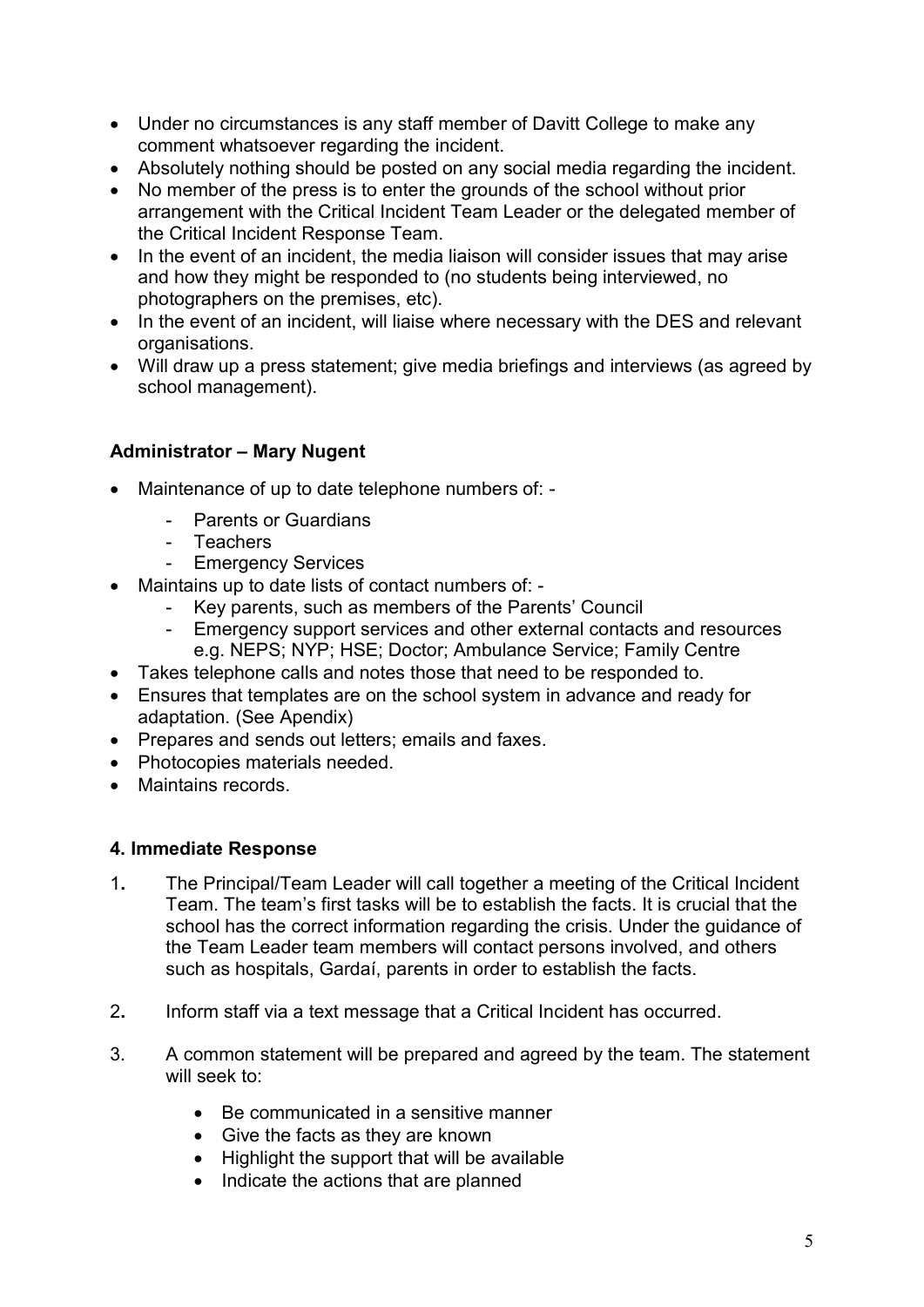- Under no circumstances is any staff member of Davitt College to make any comment whatsoever regarding the incident.
- Absolutely nothing should be posted on any social media regarding the incident.
- No member of the press is to enter the grounds of the school without prior arrangement with the Critical Incident Team Leader or the delegated member of the Critical Incident Response Team.
- In the event of an incident, the media liaison will consider issues that may arise and how they might be responded to (no students being interviewed, no photographers on the premises, etc).
- In the event of an incident, will liaise where necessary with the DES and relevant organisations.
- Will draw up a press statement; give media briefings and interviews (as agreed by school management).

**Administrator – Mary Nugent**

- Maintenance of up to date telephone numbers of: -
  - Parents or Guardians
  - Teachers
  - Emergency Services
- Maintains up to date lists of contact numbers of: -
  - Key parents, such as members of the Parents' Council
  - Emergency support services and other external contacts and resources e.g. NEPS; NYP; HSE; Doctor; Ambulance Service; Family Centre
- Takes telephone calls and notes those that need to be responded to.
- Ensures that templates are on the school system in advance and ready for adaptation. (See Apendix)
- Prepares and sends out letters; emails and faxes.
- Photocopies materials needed.
- Maintains records.

**4. Immediate Response**

1. The Principal/Team Leader will call together a meeting of the Critical Incident Team. The team's first tasks will be to establish the facts. It is crucial that the school has the correct information regarding the crisis. Under the guidance of the Team Leader team members will contact persons involved, and others such as hospitals, Gardaí, parents in order to establish the facts.

2. Inform staff via a text message that a Critical Incident has occurred.

3. A common statement will be prepared and agreed by the team. The statement will seek to:

   - Be communicated in a sensitive manner
   - Give the facts as they are known
   - Highlight the support that will be available
   - Indicate the actions that are planned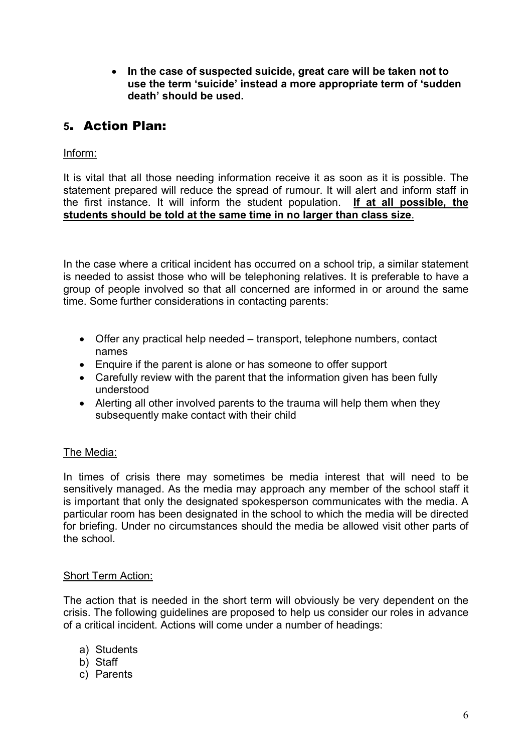- **In the case of suspected suicide, great care will be taken not to use the term 'suicide' instead a more appropriate term of 'sudden death' should be used.**

## 5. Action Plan:

Inform:

It is vital that all those needing information receive it as soon as it is possible. The statement prepared will reduce the spread of rumour. It will alert and inform staff in the first instance. It will inform the student population. **If at all possible, the students should be told at the same time in no larger than class size**.

In the case where a critical incident has occurred on a school trip, a similar statement is needed to assist those who will be telephoning relatives. It is preferable to have a group of people involved so that all concerned are informed in or around the same time. Some further considerations in contacting parents:

- Offer any practical help needed – transport, telephone numbers, contact names
- Enquire if the parent is alone or has someone to offer support
- Carefully review with the parent that the information given has been fully understood
- Alerting all other involved parents to the trauma will help them when they subsequently make contact with their child

The Media:

In times of crisis there may sometimes be media interest that will need to be sensitively managed. As the media may approach any member of the school staff it is important that only the designated spokesperson communicates with the media. A particular room has been designated in the school to which the media will be directed for briefing. Under no circumstances should the media be allowed visit other parts of the school.

Short Term Action:

The action that is needed in the short term will obviously be very dependent on the crisis. The following guidelines are proposed to help us consider our roles in advance of a critical incident. Actions will come under a number of headings:

a) Students
b) Staff
c) Parents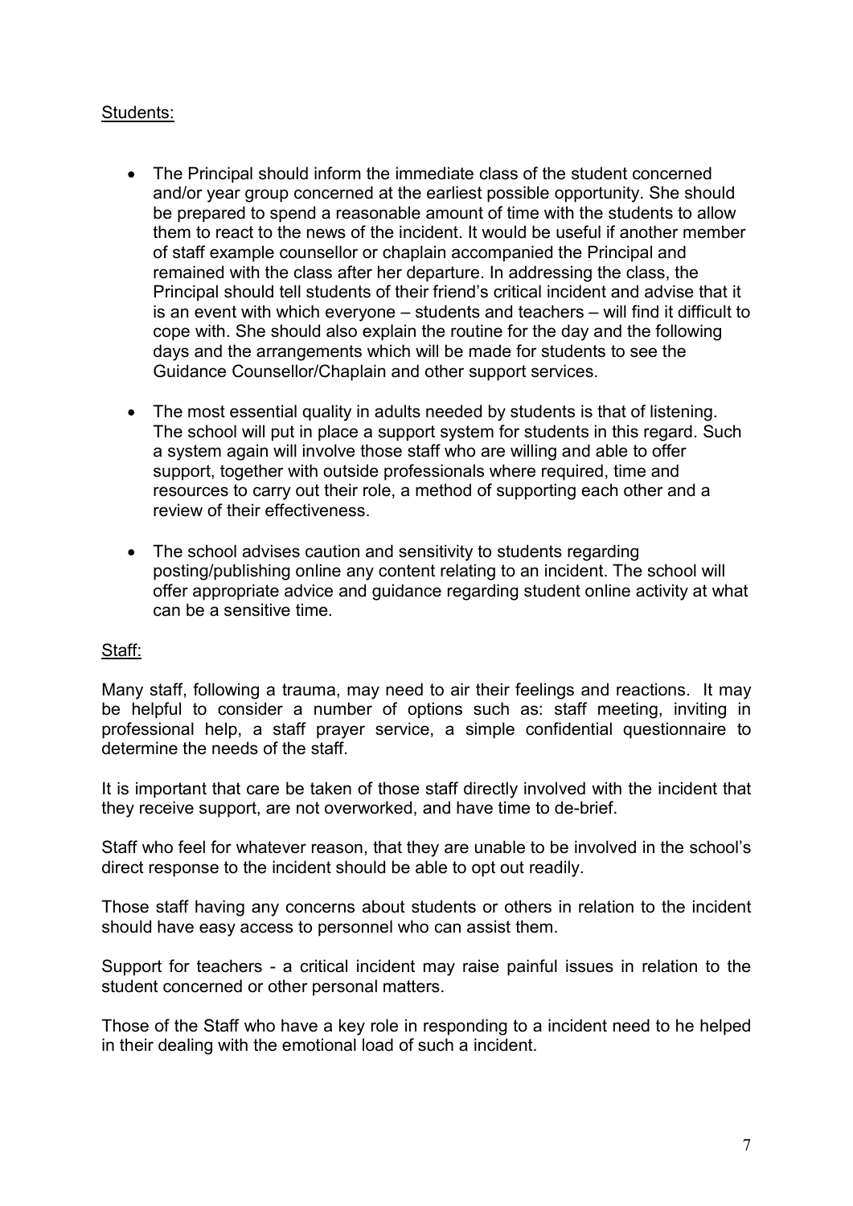Students:

- The Principal should inform the immediate class of the student concerned and/or year group concerned at the earliest possible opportunity. She should be prepared to spend a reasonable amount of time with the students to allow them to react to the news of the incident. It would be useful if another member of staff example counsellor or chaplain accompanied the Principal and remained with the class after her departure. In addressing the class, the Principal should tell students of their friend's critical incident and advise that it is an event with which everyone – students and teachers – will find it difficult to cope with. She should also explain the routine for the day and the following days and the arrangements which will be made for students to see the Guidance Counsellor/Chaplain and other support services.

- The most essential quality in adults needed by students is that of listening. The school will put in place a support system for students in this regard. Such a system again will involve those staff who are willing and able to offer support, together with outside professionals where required, time and resources to carry out their role, a method of supporting each other and a review of their effectiveness.

- The school advises caution and sensitivity to students regarding posting/publishing online any content relating to an incident. The school will offer appropriate advice and guidance regarding student online activity at what can be a sensitive time.

Staff:

Many staff, following a trauma, may need to air their feelings and reactions. It may be helpful to consider a number of options such as: staff meeting, inviting in professional help, a staff prayer service, a simple confidential questionnaire to determine the needs of the staff.

It is important that care be taken of those staff directly involved with the incident that they receive support, are not overworked, and have time to de-brief.

Staff who feel for whatever reason, that they are unable to be involved in the school's direct response to the incident should be able to opt out readily.

Those staff having any concerns about students or others in relation to the incident should have easy access to personnel who can assist them.

Support for teachers - a critical incident may raise painful issues in relation to the student concerned or other personal matters.

Those of the Staff who have a key role in responding to a incident need to he helped in their dealing with the emotional load of such a incident.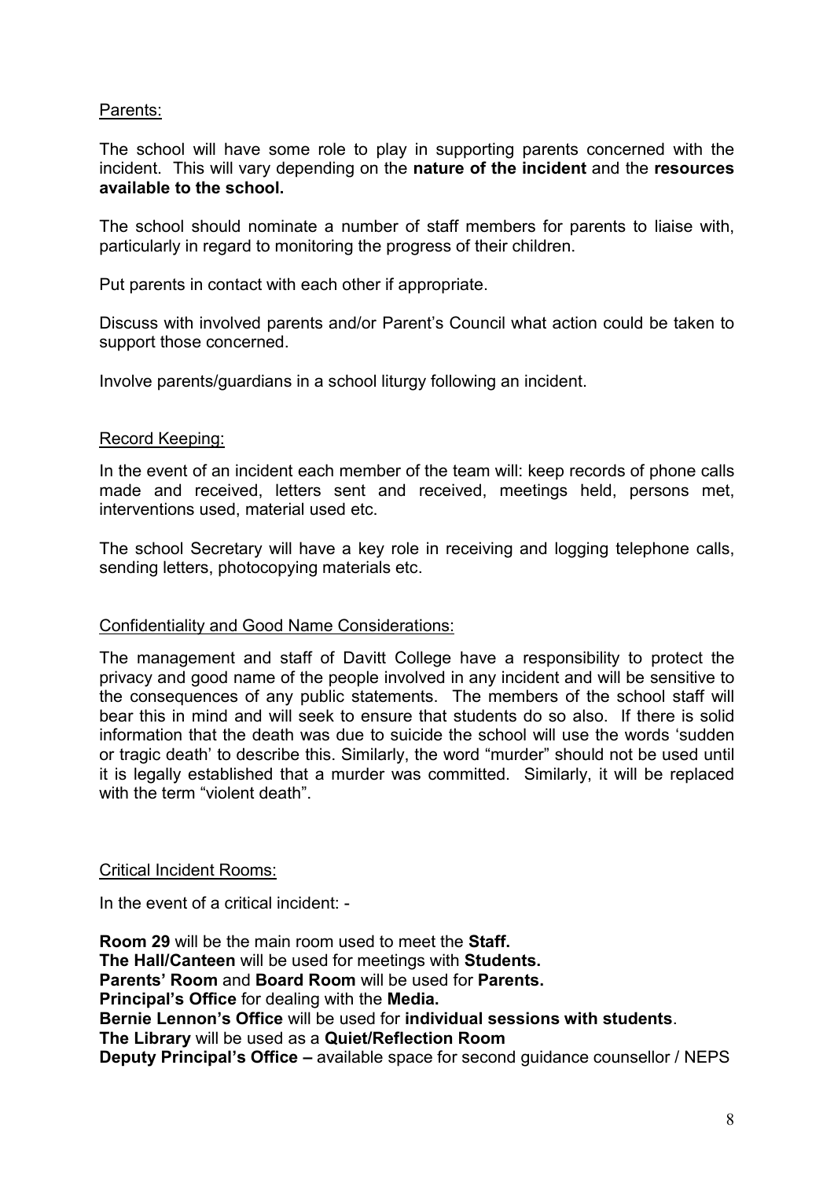Parents:

The school will have some role to play in supporting parents concerned with the incident. This will vary depending on the **nature of the incident** and the **resources available to the school.**

The school should nominate a number of staff members for parents to liaise with, particularly in regard to monitoring the progress of their children.

Put parents in contact with each other if appropriate.

Discuss with involved parents and/or Parent's Council what action could be taken to support those concerned.

Involve parents/guardians in a school liturgy following an incident.

Record Keeping:

In the event of an incident each member of the team will: keep records of phone calls made and received, letters sent and received, meetings held, persons met, interventions used, material used etc.

The school Secretary will have a key role in receiving and logging telephone calls, sending letters, photocopying materials etc.

Confidentiality and Good Name Considerations:

The management and staff of Davitt College have a responsibility to protect the privacy and good name of the people involved in any incident and will be sensitive to the consequences of any public statements. The members of the school staff will bear this in mind and will seek to ensure that students do so also. If there is solid information that the death was due to suicide the school will use the words 'sudden or tragic death' to describe this. Similarly, the word "murder" should not be used until it is legally established that a murder was committed. Similarly, it will be replaced with the term "violent death".

Critical Incident Rooms:

In the event of a critical incident: -

**Room 29** will be the main room used to meet the **Staff.**
**The Hall/Canteen** will be used for meetings with **Students.**
**Parents' Room** and **Board Room** will be used for **Parents.**
**Principal's Office** for dealing with the **Media.**
**Bernie Lennon's Office** will be used for **individual sessions with students**.
**The Library** will be used as a **Quiet/Reflection Room**
**Deputy Principal's Office –** available space for second guidance counsellor / NEPS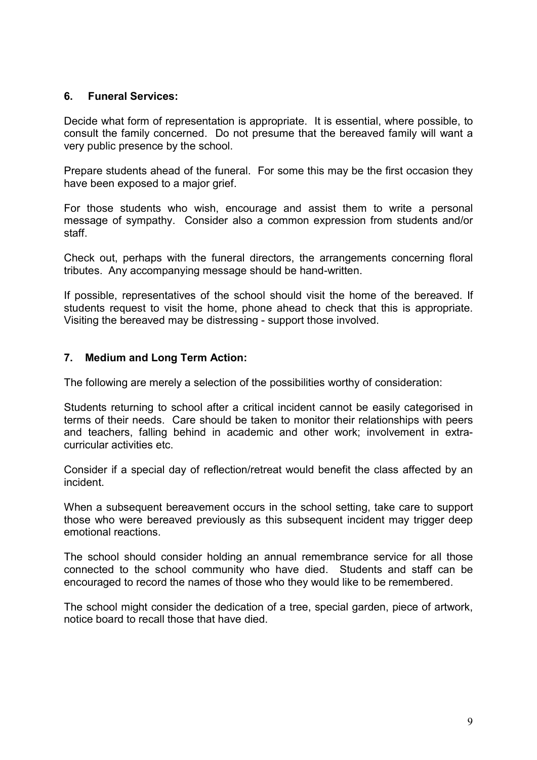## 6. Funeral Services:

Decide what form of representation is appropriate. It is essential, where possible, to consult the family concerned. Do not presume that the bereaved family will want a very public presence by the school.

Prepare students ahead of the funeral. For some this may be the first occasion they have been exposed to a major grief.

For those students who wish, encourage and assist them to write a personal message of sympathy. Consider also a common expression from students and/or staff.

Check out, perhaps with the funeral directors, the arrangements concerning floral tributes. Any accompanying message should be hand-written.

If possible, representatives of the school should visit the home of the bereaved. If students request to visit the home, phone ahead to check that this is appropriate. Visiting the bereaved may be distressing - support those involved.

## 7. Medium and Long Term Action:

The following are merely a selection of the possibilities worthy of consideration:

Students returning to school after a critical incident cannot be easily categorised in terms of their needs. Care should be taken to monitor their relationships with peers and teachers, falling behind in academic and other work; involvement in extra-curricular activities etc.

Consider if a special day of reflection/retreat would benefit the class affected by an incident.

When a subsequent bereavement occurs in the school setting, take care to support those who were bereaved previously as this subsequent incident may trigger deep emotional reactions.

The school should consider holding an annual remembrance service for all those connected to the school community who have died. Students and staff can be encouraged to record the names of those who they would like to be remembered.

The school might consider the dedication of a tree, special garden, piece of artwork, notice board to recall those that have died.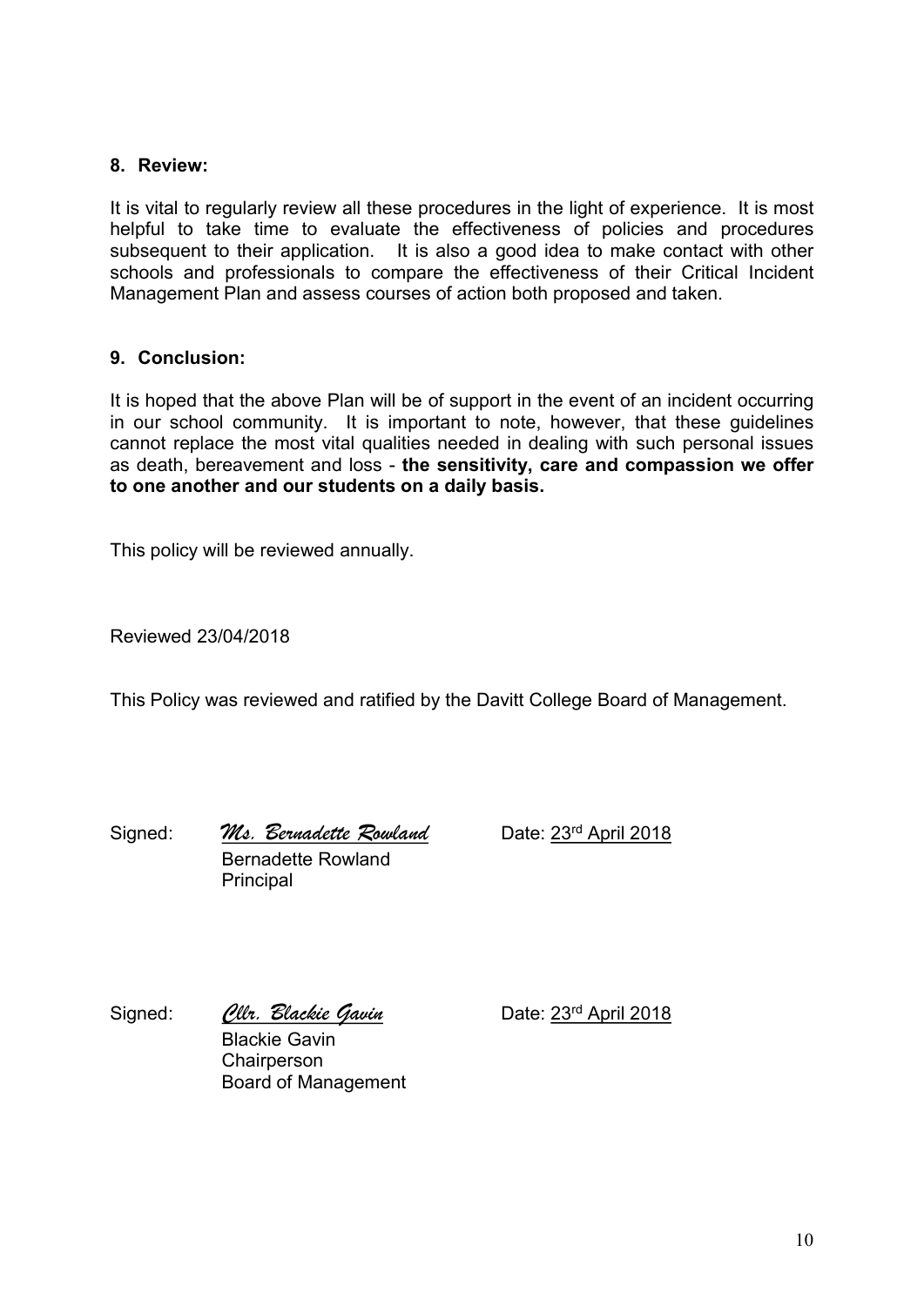## 8. Review:

It is vital to regularly review all these procedures in the light of experience. It is most helpful to take time to evaluate the effectiveness of policies and procedures subsequent to their application. It is also a good idea to make contact with other schools and professionals to compare the effectiveness of their Critical Incident Management Plan and assess courses of action both proposed and taken.

## 9. Conclusion:

It is hoped that the above Plan will be of support in the event of an incident occurring in our school community. It is important to note, however, that these guidelines cannot replace the most vital qualities needed in dealing with such personal issues as death, bereavement and loss - **the sensitivity, care and compassion we offer to one another and our students on a daily basis.**

This policy will be reviewed annually.

Reviewed 23/04/2018

This Policy was reviewed and ratified by the Davitt College Board of Management.

Signed: *Ms. Bernadette Rowland* Date: 23rd April 2018

Bernadette Rowland
Principal

Signed: *Cllr. Blackie Gavin* Date: 23rd April 2018

Blackie Gavin
Chairperson
Board of Management